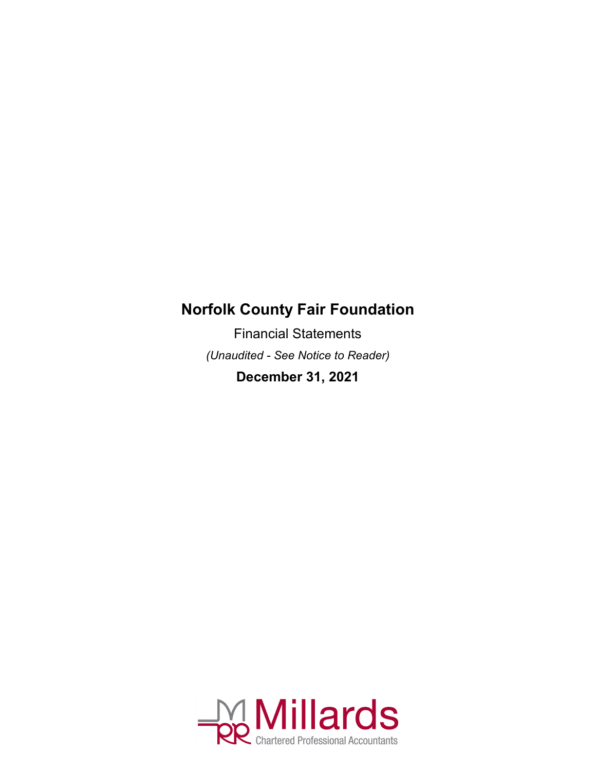# Norfolk County Fair Foundation

Financial Statements

*(Unaudited - See Notice to Reader)*

**December 31, 2021**

Millards

Chartered Professional Accountants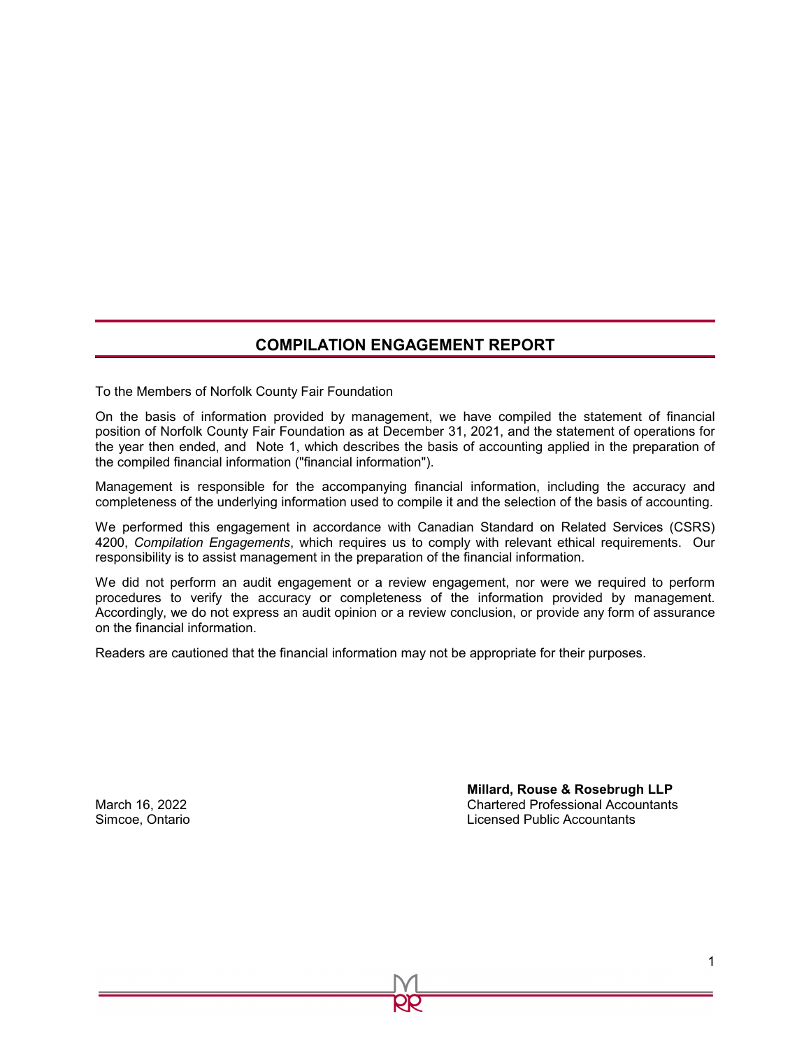## COMPILATION ENGAGEMENT REPORT

To the Members of Norfolk County Fair Foundation

On the basis of information provided by management, we have compiled the statement of financial position of Norfolk County Fair Foundation as at December 31, 2021, and the statement of operations for the year then ended, and Note 1, which describes the basis of accounting applied in the preparation of the compiled financial information ("financial information").

Management is responsible for the accompanying financial information, including the accuracy and completeness of the underlying information used to compile it and the selection of the basis of accounting.

We performed this engagement in accordance with Canadian Standard on Related Services (CSRS) 4200, *Compilation Engagements*, which requires us to comply with relevant ethical requirements. Our responsibility is to assist management in the preparation of the financial information.

We did not perform an audit engagement or a review engagement, nor were we required to perform procedures to verify the accuracy or completeness of the information provided by management. Accordingly, we do not express an audit opinion or a review conclusion, or provide any form of assurance on the financial information.

Readers are cautioned that the financial information may not be appropriate for their purposes.

**Millard, Rouse & Rosebrugh LLP**
Chartered Professional Accountants
Licensed Public Accountants

March 16, 2022
Simcoe, Ontario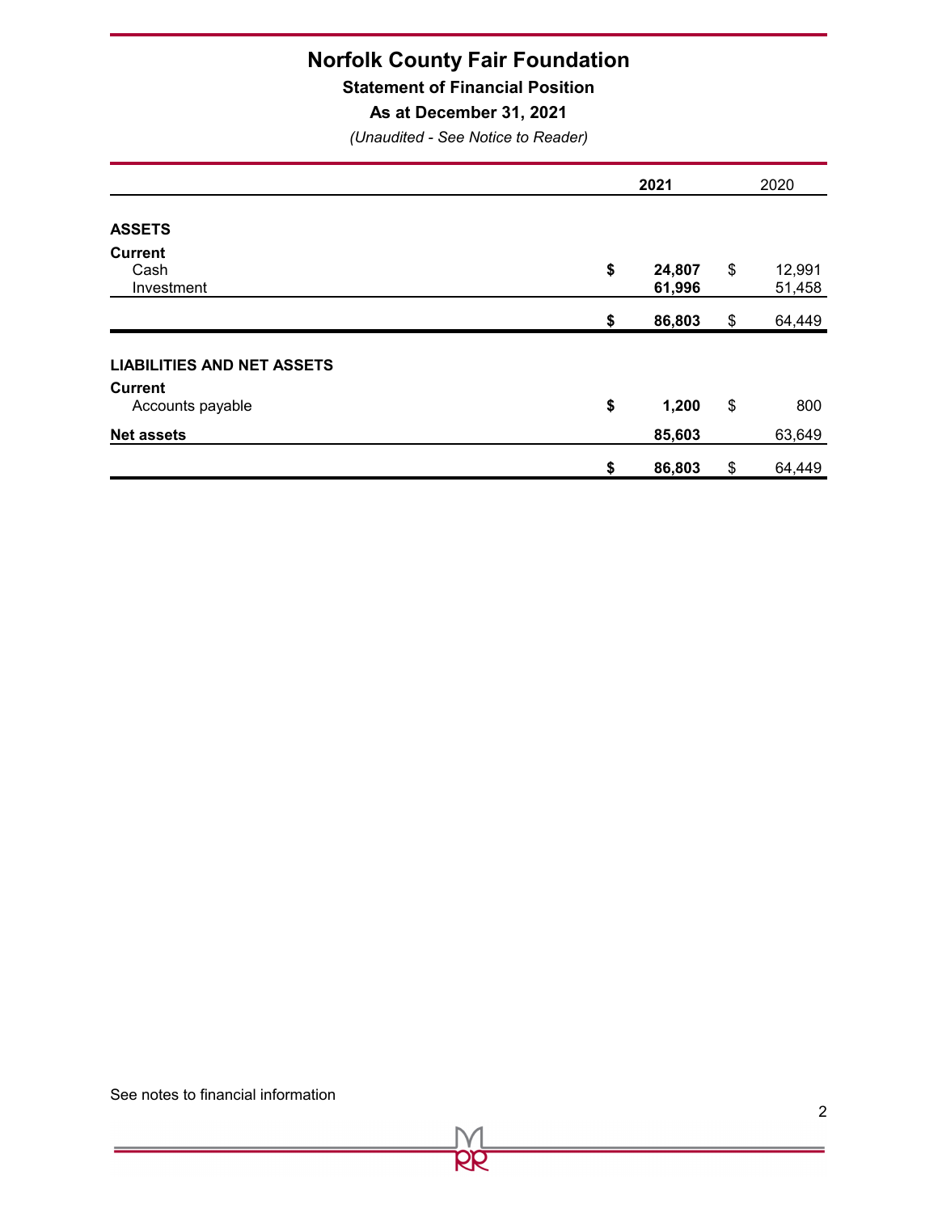# Norfolk County Fair Foundation

## Statement of Financial Position

### As at December 31, 2021

*(Unaudited - See Notice to Reader)*

| | 2021 | 2020 |
|---|---|---|
| **ASSETS** | | |
| **Current** | | |
| Cash | **$ 24,807** | $ 12,991 |
| Investment | **61,996** | 51,458 |
| | **$ 86,803** | $ 64,449 |
| **LIABILITIES AND NET ASSETS** | | |
| **Current** | | |
| Accounts payable | **$ 1,200** | $ 800 |
| **Net assets** | **85,603** | 63,649 |
| | **$ 86,803** | $ 64,449 |

See notes to financial information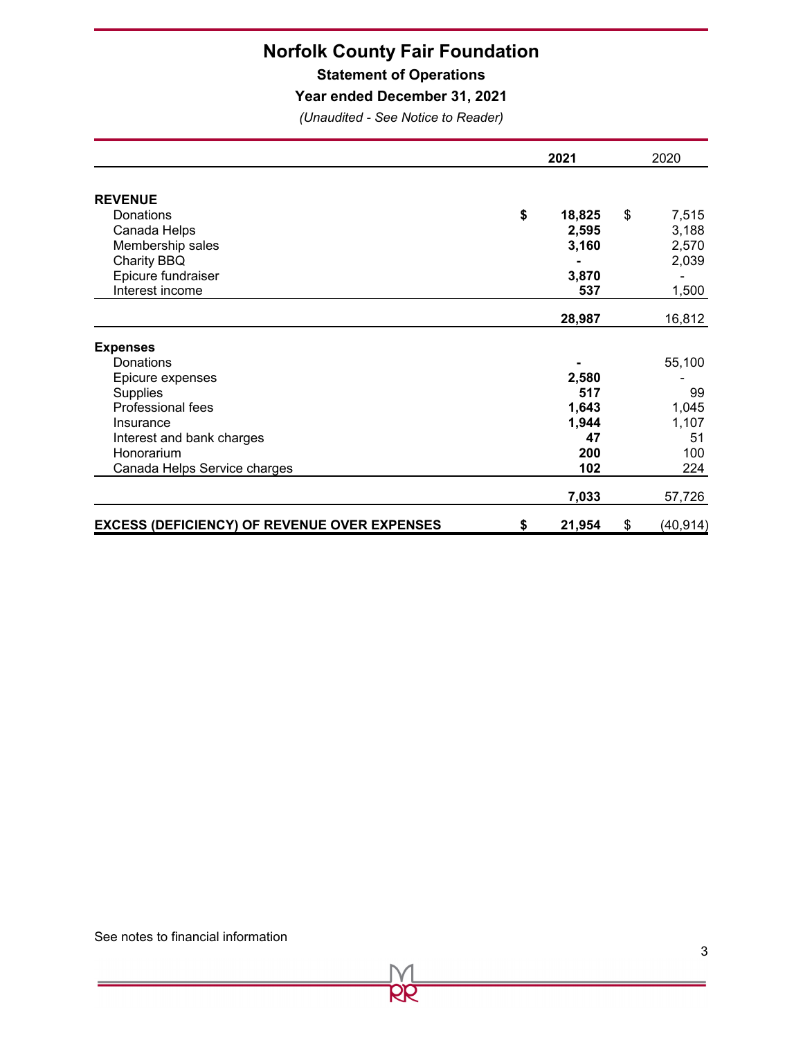# Norfolk County Fair Foundation

## Statement of Operations

### Year ended December 31, 2021

*(Unaudited - See Notice to Reader)*

| | 2021 | 2020 |
|---|---|---|
| **REVENUE** | | |
| Donations | **$ 18,825** | $ 7,515 |
| Canada Helps | **2,595** | 3,188 |
| Membership sales | **3,160** | 2,570 |
| Charity BBQ | **-** | 2,039 |
| Epicure fundraiser | **3,870** | - |
| Interest income | **537** | 1,500 |
| | **28,987** | 16,812 |
| **Expenses** | | |
| Donations | **-** | 55,100 |
| Epicure expenses | **2,580** | - |
| Supplies | **517** | 99 |
| Professional fees | **1,643** | 1,045 |
| Insurance | **1,944** | 1,107 |
| Interest and bank charges | **47** | 51 |
| Honorarium | **200** | 100 |
| Canada Helps Service charges | **102** | 224 |
| | **7,033** | 57,726 |
| **EXCESS (DEFICIENCY) OF REVENUE OVER EXPENSES** | **$ 21,954** | $ (40,914) |

See notes to financial information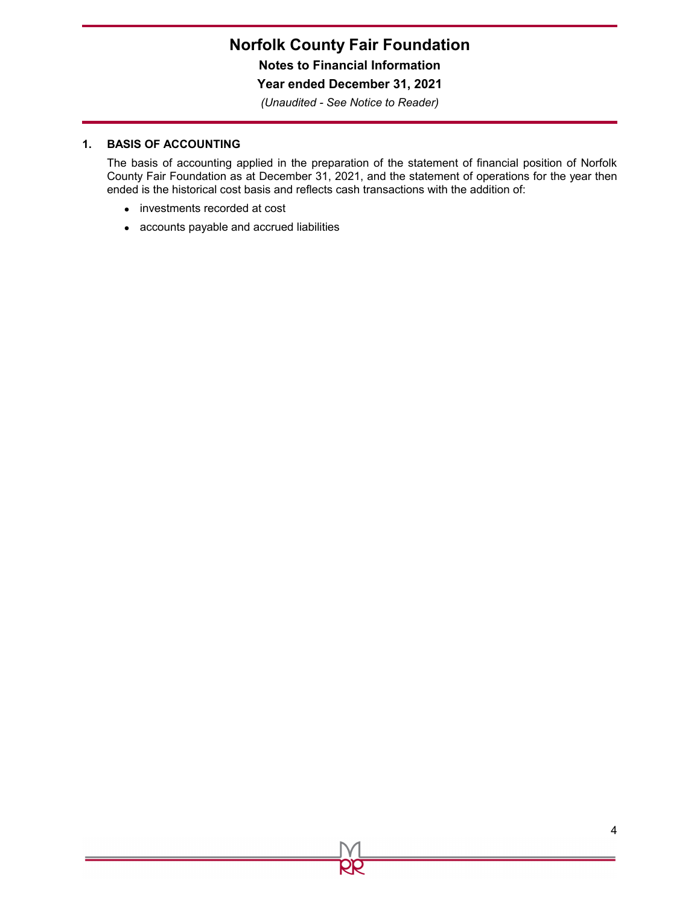# Norfolk County Fair Foundation

## Notes to Financial Information

## Year ended December 31, 2021

*(Unaudited - See Notice to Reader)*

### 1. BASIS OF ACCOUNTING

The basis of accounting applied in the preparation of the statement of financial position of Norfolk County Fair Foundation as at December 31, 2021, and the statement of operations for the year then ended is the historical cost basis and reflects cash transactions with the addition of:

- investments recorded at cost
- accounts payable and accrued liabilities